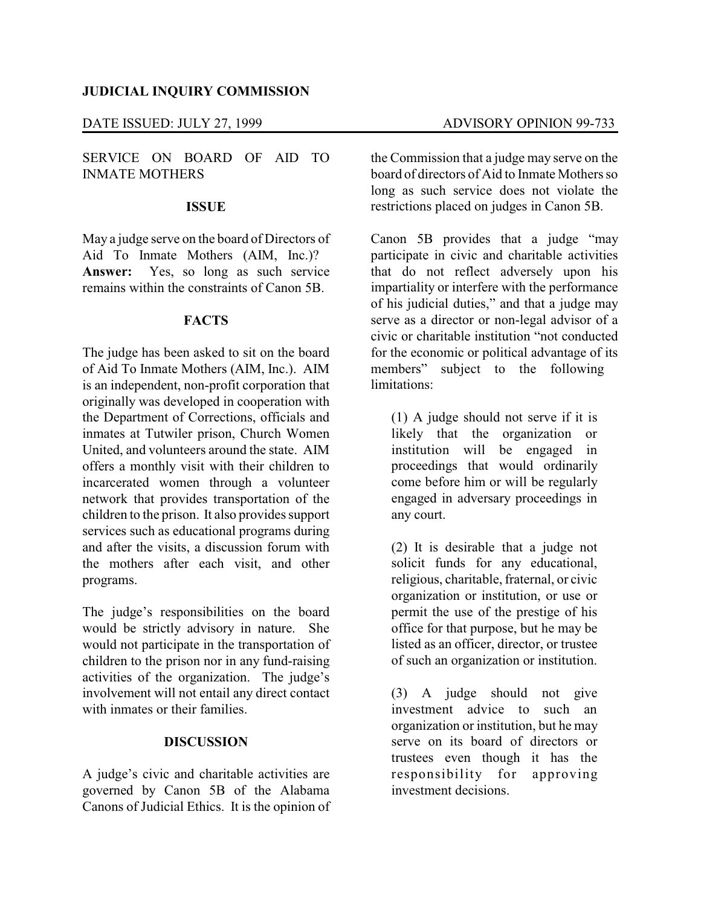**JUDICIAL INQUIRY COMMISSION**

DATE ISSUED: JULY 27, 1999 ADVISORY OPINION 99-733

SERVICE ON BOARD OF AID TO INMATE MOTHERS

## ISSUE

May a judge serve on the board of Directors of Aid To Inmate Mothers (AIM, Inc.)? **Answer:** Yes, so long as such service remains within the constraints of Canon 5B.

## FACTS

The judge has been asked to sit on the board of Aid To Inmate Mothers (AIM, Inc.). AIM is an independent, non-profit corporation that originally was developed in cooperation with the Department of Corrections, officials and inmates at Tutwiler prison, Church Women United, and volunteers around the state. AIM offers a monthly visit with their children to incarcerated women through a volunteer network that provides transportation of the children to the prison. It also provides support services such as educational programs during and after the visits, a discussion forum with the mothers after each visit, and other programs.

The judge's responsibilities on the board would be strictly advisory in nature. She would not participate in the transportation of children to the prison nor in any fund-raising activities of the organization. The judge's involvement will not entail any direct contact with inmates or their families.

## DISCUSSION

A judge's civic and charitable activities are governed by Canon 5B of the Alabama Canons of Judicial Ethics. It is the opinion of the Commission that a judge may serve on the board of directors of Aid to Inmate Mothers so long as such service does not violate the restrictions placed on judges in Canon 5B.

Canon 5B provides that a judge "may participate in civic and charitable activities that do not reflect adversely upon his impartiality or interfere with the performance of his judicial duties," and that a judge may serve as a director or non-legal advisor of a civic or charitable institution "not conducted for the economic or political advantage of its members" subject to the following limitations:

> (1) A judge should not serve if it is likely that the organization or institution will be engaged in proceedings that would ordinarily come before him or will be regularly engaged in adversary proceedings in any court.
>
> (2) It is desirable that a judge not solicit funds for any educational, religious, charitable, fraternal, or civic organization or institution, or use or permit the use of the prestige of his office for that purpose, but he may be listed as an officer, director, or trustee of such an organization or institution.
>
> (3) A judge should not give investment advice to such an organization or institution, but he may serve on its board of directors or trustees even though it has the responsibility for approving investment decisions.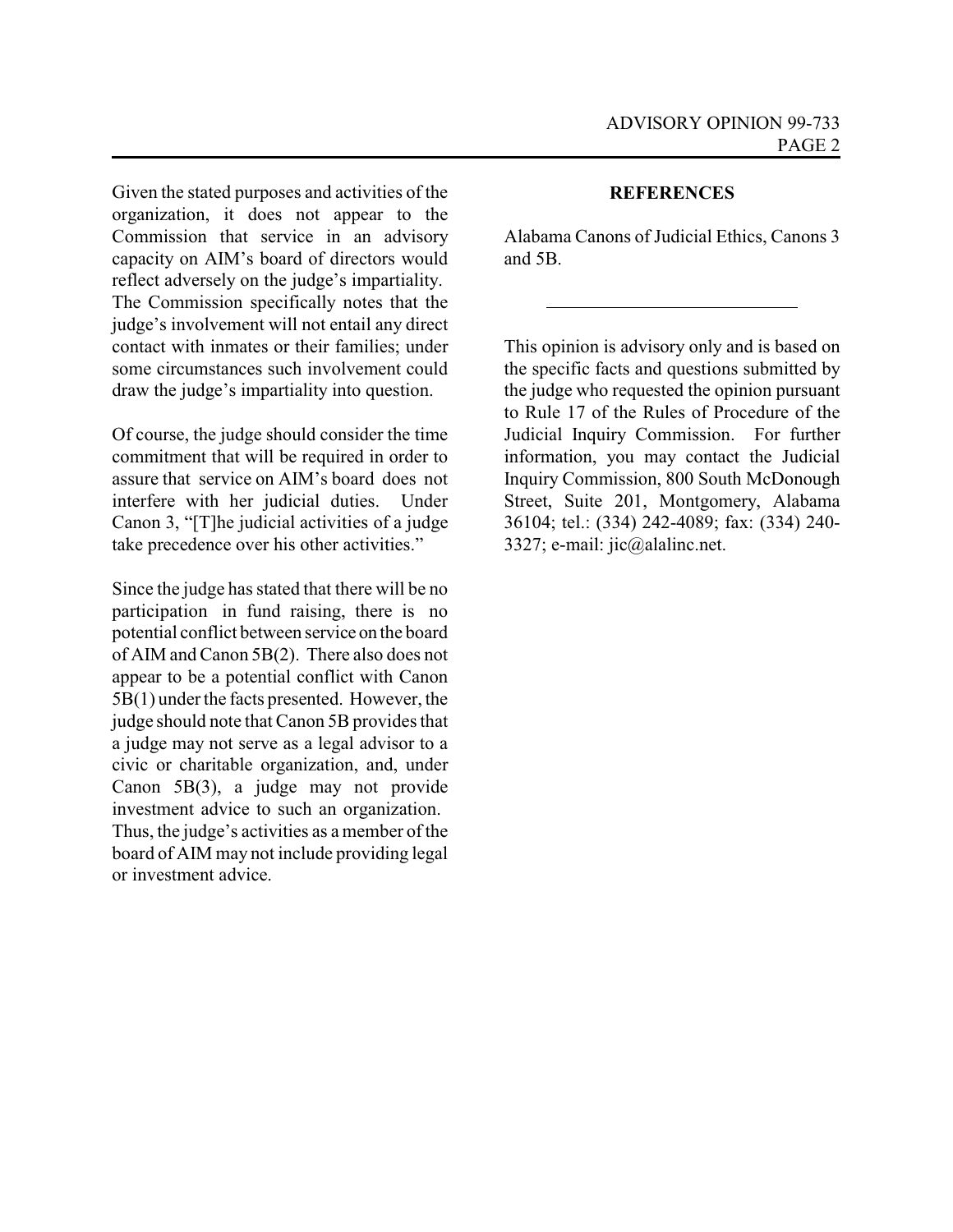Given the stated purposes and activities of the organization, it does not appear to the Commission that service in an advisory capacity on AIM's board of directors would reflect adversely on the judge's impartiality. The Commission specifically notes that the judge's involvement will not entail any direct contact with inmates or their families; under some circumstances such involvement could draw the judge's impartiality into question.

Of course, the judge should consider the time commitment that will be required in order to assure that service on AIM's board does not interfere with her judicial duties. Under Canon 3, "[T]he judicial activities of a judge take precedence over his other activities."

Since the judge has stated that there will be no participation in fund raising, there is no potential conflict between service on the board of AIM and Canon 5B(2). There also does not appear to be a potential conflict with Canon 5B(1) under the facts presented. However, the judge should note that Canon 5B provides that a judge may not serve as a legal advisor to a civic or charitable organization, and, under Canon 5B(3), a judge may not provide investment advice to such an organization. Thus, the judge's activities as a member of the board of AIM may not include providing legal or investment advice.

## REFERENCES

Alabama Canons of Judicial Ethics, Canons 3 and 5B.

---

This opinion is advisory only and is based on the specific facts and questions submitted by the judge who requested the opinion pursuant to Rule 17 of the Rules of Procedure of the Judicial Inquiry Commission. For further information, you may contact the Judicial Inquiry Commission, 800 South McDonough Street, Suite 201, Montgomery, Alabama 36104; tel.: (334) 242-4089; fax: (334) 240-3327; e-mail: jic@alalinc.net.